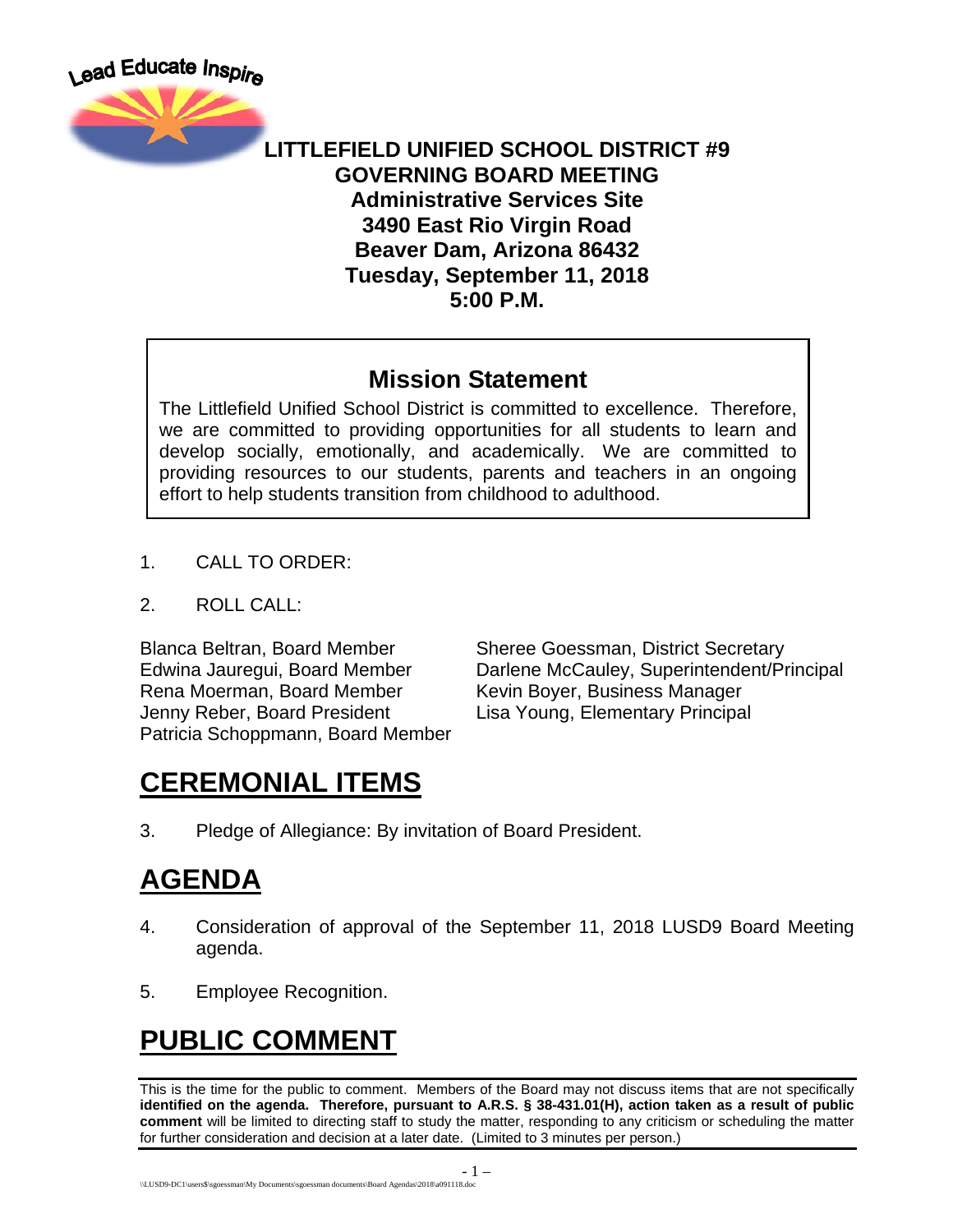Lead Educate Inspire

# LITTLEFIELD UNIFIED SCHOOL DISTRICT #9
## GOVERNING BOARD MEETING
**Administrative Services Site**
**3490 East Rio Virgin Road**
**Beaver Dam, Arizona 86432**
**Tuesday, September 11, 2018**
**5:00 P.M.**

### Mission Statement

The Littlefield Unified School District is committed to excellence. Therefore, we are committed to providing opportunities for all students to learn and develop socially, emotionally, and academically. We are committed to providing resources to our students, parents and teachers in an ongoing effort to help students transition from childhood to adulthood.

1. CALL TO ORDER:

2. ROLL CALL:

Blanca Beltran, Board Member
Edwina Jauregui, Board Member
Rena Moerman, Board Member
Jenny Reber, Board President
Patricia Schoppmann, Board Member

Sheree Goessman, District Secretary
Darlene McCauley, Superintendent/Principal
Kevin Boyer, Business Manager
Lisa Young, Elementary Principal

## CEREMONIAL ITEMS

3. Pledge of Allegiance: By invitation of Board President.

## AGENDA

4. Consideration of approval of the September 11, 2018 LUSD9 Board Meeting agenda.

5. Employee Recognition.

## PUBLIC COMMENT

This is the time for the public to comment. Members of the Board may not discuss items that are not specifically **identified on the agenda. Therefore, pursuant to A.R.S. § 38-431.01(H), action taken as a result of public comment** will be limited to directing staff to study the matter, responding to any criticism or scheduling the matter for further consideration and decision at a later date. (Limited to 3 minutes per person.)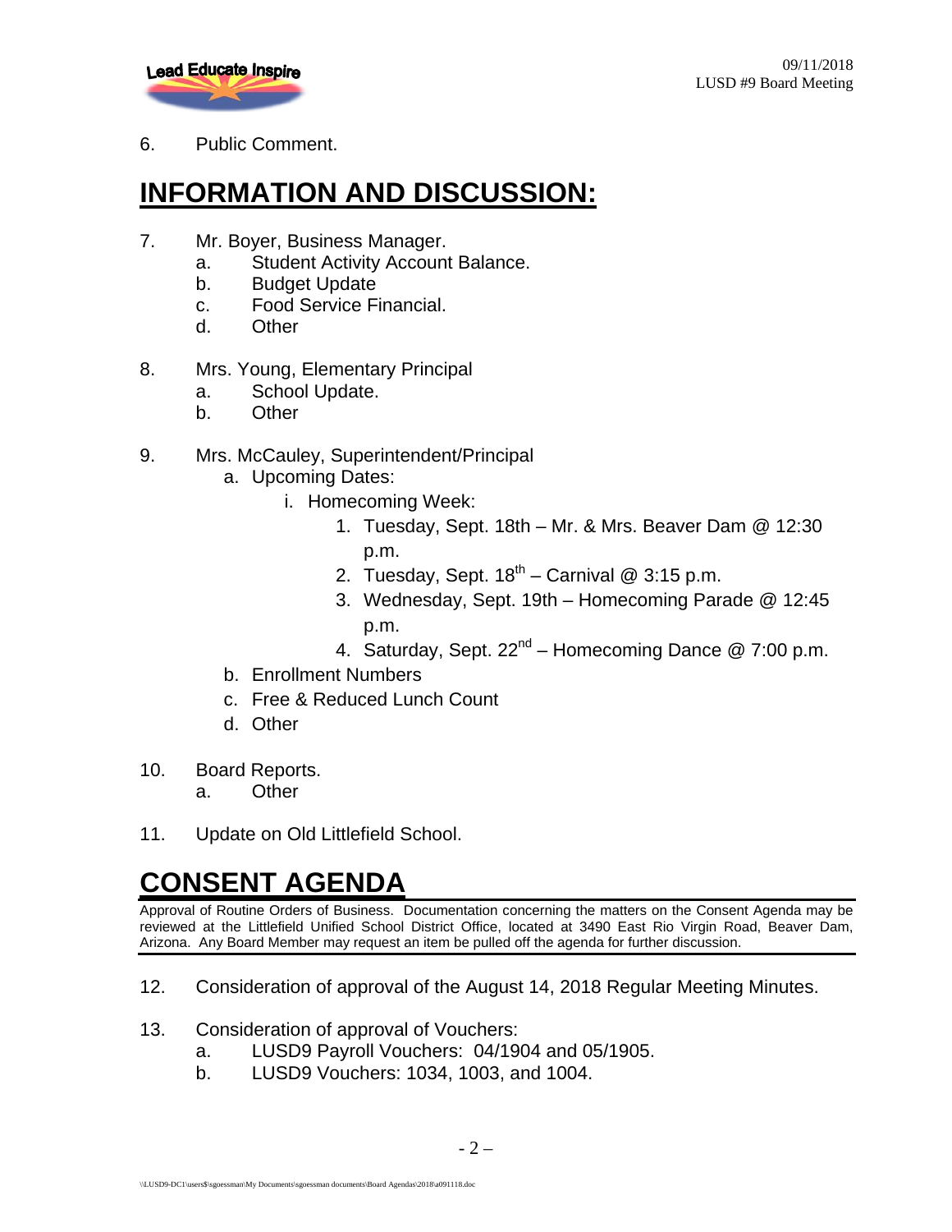6. Public Comment.

## INFORMATION AND DISCUSSION:

7. Mr. Boyer, Business Manager.
   a. Student Activity Account Balance.
   b. Budget Update
   c. Food Service Financial.
   d. Other

8. Mrs. Young, Elementary Principal
   a. School Update.
   b. Other

9. Mrs. McCauley, Superintendent/Principal
   a. Upcoming Dates:
      i. Homecoming Week:
         1. Tuesday, Sept. 18th – Mr. & Mrs. Beaver Dam @ 12:30 p.m.
         2. Tuesday, Sept. 18th – Carnival @ 3:15 p.m.
         3. Wednesday, Sept. 19th – Homecoming Parade @ 12:45 p.m.
         4. Saturday, Sept. 22nd – Homecoming Dance @ 7:00 p.m.
   b. Enrollment Numbers
   c. Free & Reduced Lunch Count
   d. Other

10. Board Reports.
    a. Other

11. Update on Old Littlefield School.

## CONSENT AGENDA

Approval of Routine Orders of Business. Documentation concerning the matters on the Consent Agenda may be reviewed at the Littlefield Unified School District Office, located at 3490 East Rio Virgin Road, Beaver Dam, Arizona. Any Board Member may request an item be pulled off the agenda for further discussion.

12. Consideration of approval of the August 14, 2018 Regular Meeting Minutes.

13. Consideration of approval of Vouchers:
    a. LUSD9 Payroll Vouchers: 04/1904 and 05/1905.
    b. LUSD9 Vouchers: 1034, 1003, and 1004.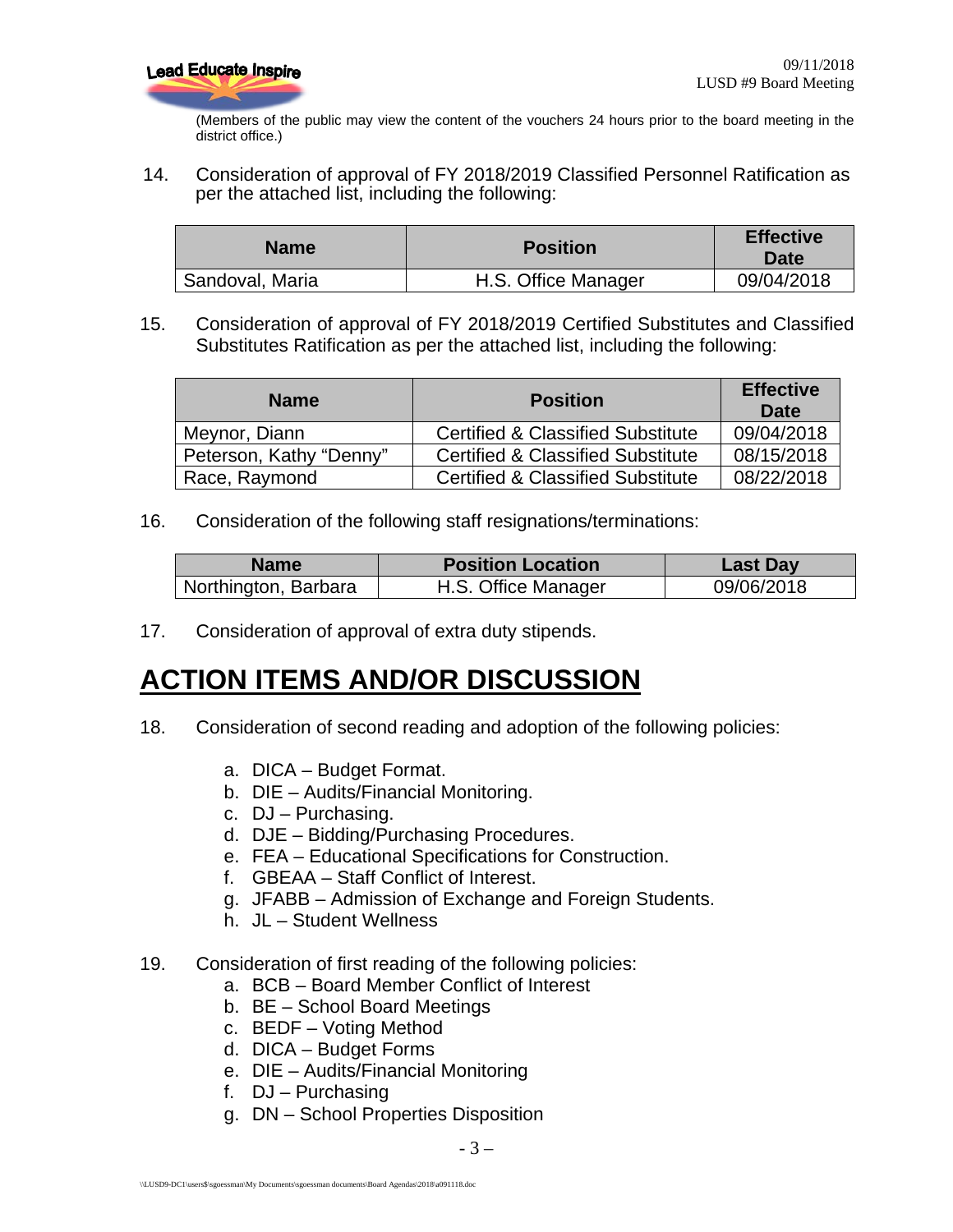(Members of the public may view the content of the vouchers 24 hours prior to the board meeting in the district office.)

14. Consideration of approval of FY 2018/2019 Classified Personnel Ratification as per the attached list, including the following:

| Name | Position | Effective Date |
|---|---|---|
| Sandoval, Maria | H.S. Office Manager | 09/04/2018 |

15. Consideration of approval of FY 2018/2019 Certified Substitutes and Classified Substitutes Ratification as per the attached list, including the following:

| Name | Position | Effective Date |
|---|---|---|
| Meynor, Diann | Certified & Classified Substitute | 09/04/2018 |
| Peterson, Kathy "Denny" | Certified & Classified Substitute | 08/15/2018 |
| Race, Raymond | Certified & Classified Substitute | 08/22/2018 |

16. Consideration of the following staff resignations/terminations:

| Name | Position Location | Last Day |
|---|---|---|
| Northington, Barbara | H.S. Office Manager | 09/06/2018 |

17. Consideration of approval of extra duty stipends.

# ACTION ITEMS AND/OR DISCUSSION

18. Consideration of second reading and adoption of the following policies:

    a. DICA – Budget Format.
    b. DIE – Audits/Financial Monitoring.
    c. DJ – Purchasing.
    d. DJE – Bidding/Purchasing Procedures.
    e. FEA – Educational Specifications for Construction.
    f. GBEAA – Staff Conflict of Interest.
    g. JFABB – Admission of Exchange and Foreign Students.
    h. JL – Student Wellness

19. Consideration of first reading of the following policies:
    a. BCB – Board Member Conflict of Interest
    b. BE – School Board Meetings
    c. BEDF – Voting Method
    d. DICA – Budget Forms
    e. DIE – Audits/Financial Monitoring
    f. DJ – Purchasing
    g. DN – School Properties Disposition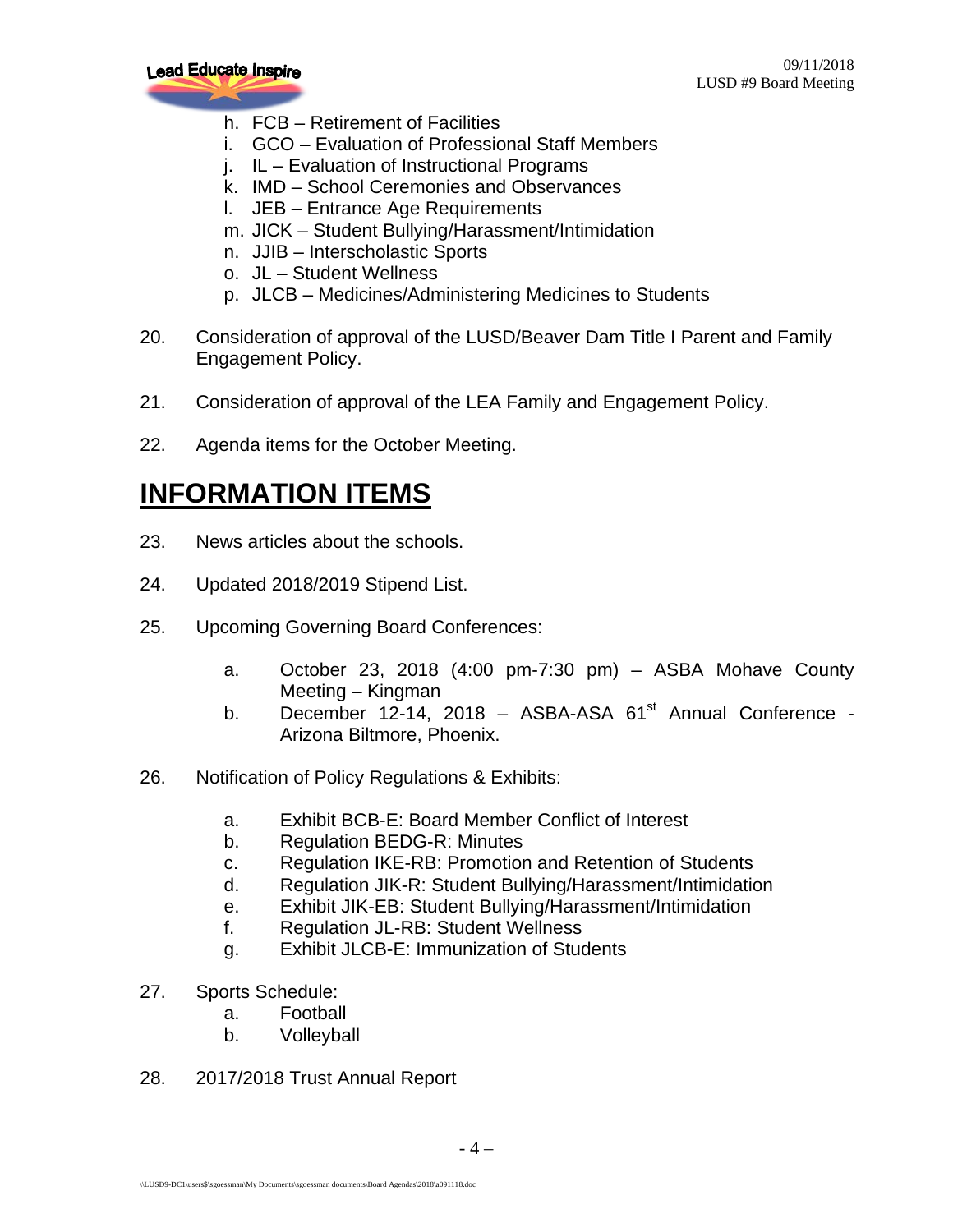h. FCB – Retirement of Facilities
i. GCO – Evaluation of Professional Staff Members
j. IL – Evaluation of Instructional Programs
k. IMD – School Ceremonies and Observances
l. JEB – Entrance Age Requirements
m. JICK – Student Bullying/Harassment/Intimidation
n. JJIB – Interscholastic Sports
o. JL – Student Wellness
p. JLCB – Medicines/Administering Medicines to Students

20. Consideration of approval of the LUSD/Beaver Dam Title I Parent and Family Engagement Policy.

21. Consideration of approval of the LEA Family and Engagement Policy.

22. Agenda items for the October Meeting.

# INFORMATION ITEMS

23. News articles about the schools.

24. Updated 2018/2019 Stipend List.

25. Upcoming Governing Board Conferences:

    a. October 23, 2018 (4:00 pm-7:30 pm) – ASBA Mohave County Meeting – Kingman
    b. December 12-14, 2018 – ASBA-ASA 61st Annual Conference - Arizona Biltmore, Phoenix.

26. Notification of Policy Regulations & Exhibits:

    a. Exhibit BCB-E: Board Member Conflict of Interest
    b. Regulation BEDG-R: Minutes
    c. Regulation IKE-RB: Promotion and Retention of Students
    d. Regulation JIK-R: Student Bullying/Harassment/Intimidation
    e. Exhibit JIK-EB: Student Bullying/Harassment/Intimidation
    f. Regulation JL-RB: Student Wellness
    g. Exhibit JLCB-E: Immunization of Students

27. Sports Schedule:
    a. Football
    b. Volleyball

28. 2017/2018 Trust Annual Report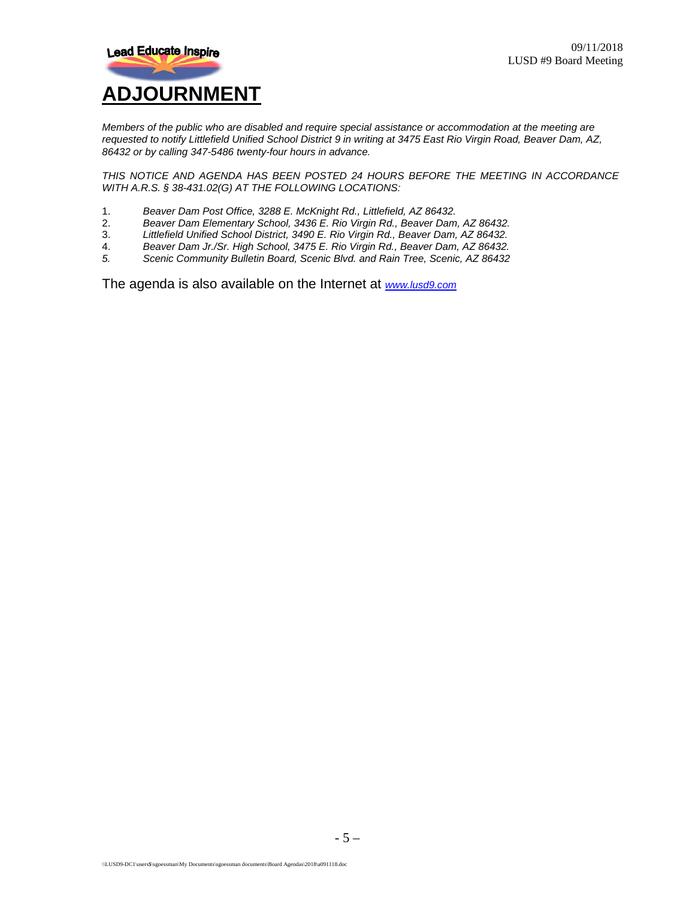# ADJOURNMENT

*Members of the public who are disabled and require special assistance or accommodation at the meeting are requested to notify Littlefield Unified School District 9 in writing at 3475 East Rio Virgin Road, Beaver Dam, AZ, 86432 or by calling 347-5486 twenty-four hours in advance.*

*THIS NOTICE AND AGENDA HAS BEEN POSTED 24 HOURS BEFORE THE MEETING IN ACCORDANCE WITH A.R.S. § 38-431.02(G) AT THE FOLLOWING LOCATIONS:*

1. *Beaver Dam Post Office, 3288 E. McKnight Rd., Littlefield, AZ 86432.*
2. *Beaver Dam Elementary School, 3436 E. Rio Virgin Rd., Beaver Dam, AZ 86432.*
3. *Littlefield Unified School District, 3490 E. Rio Virgin Rd., Beaver Dam, AZ 86432.*
4. *Beaver Dam Jr./Sr. High School, 3475 E. Rio Virgin Rd., Beaver Dam, AZ 86432.*
5. *Scenic Community Bulletin Board, Scenic Blvd. and Rain Tree, Scenic, AZ 86432*

The agenda is also available on the Internet at *www.lusd9.com*